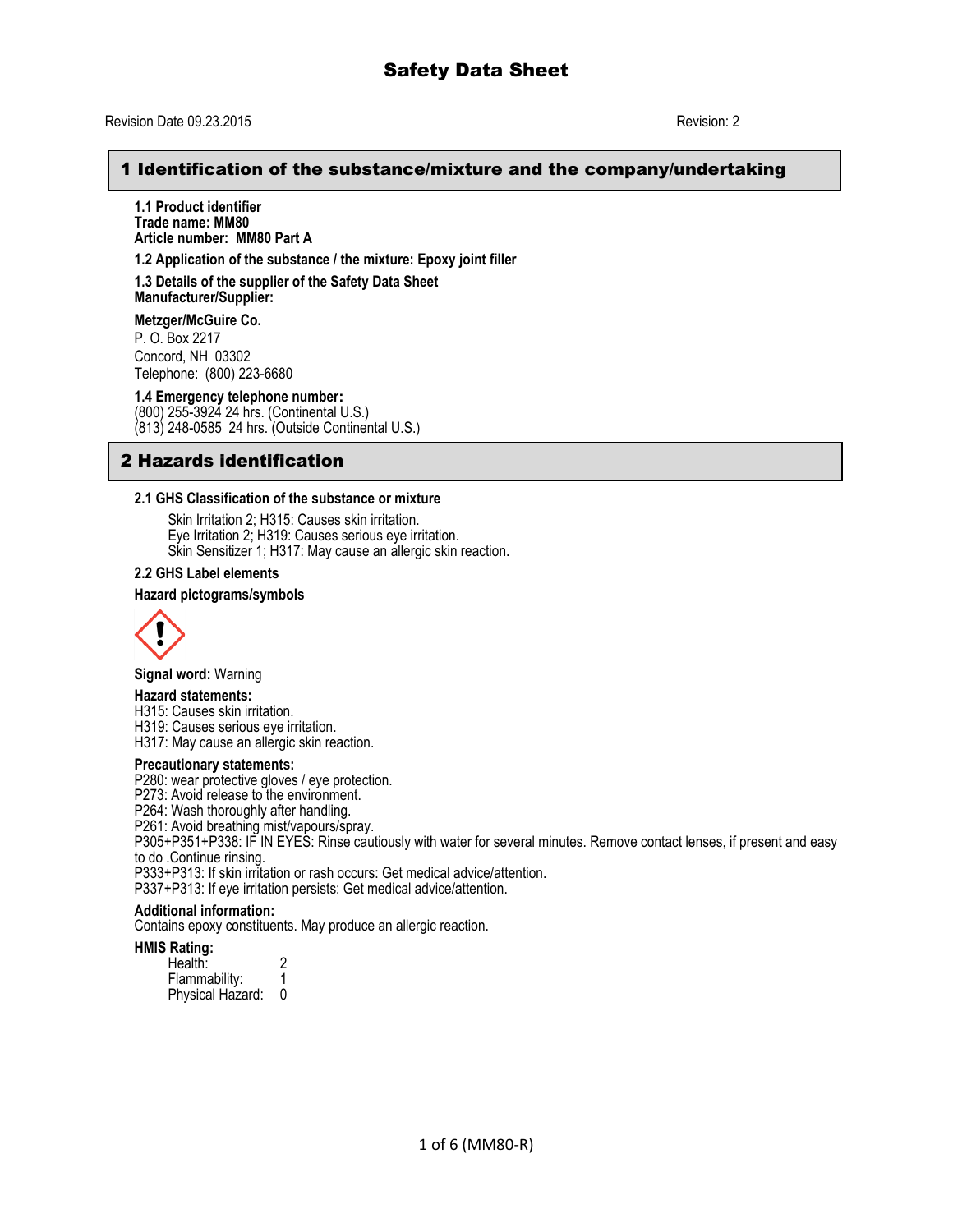# Safety Data Sheet

Revision Date 09.23.2015 Revision: 2

## 1 Identification of the substance/mixture and the company/undertaking

**1.1 Product identifier**
**Trade name: MM80**
**Article number: MM80 Part A**

**1.2 Application of the substance / the mixture: Epoxy joint filler**

**1.3 Details of the supplier of the Safety Data Sheet**
**Manufacturer/Supplier:**

**Metzger/McGuire Co.**
P. O. Box 2217
Concord, NH 03302
Telephone: (800) 223-6680

**1.4 Emergency telephone number:**
(800) 255-3924 24 hrs. (Continental U.S.)
(813) 248-0585 24 hrs. (Outside Continental U.S.)

## 2 Hazards identification

**2.1 GHS Classification of the substance or mixture**

Skin Irritation 2; H315: Causes skin irritation.
Eye Irritation 2; H319: Causes serious eye irritation.
Skin Sensitizer 1; H317: May cause an allergic skin reaction.

**2.2 GHS Label elements**

**Hazard pictograms/symbols**

**Signal word:** Warning

**Hazard statements:**
H315: Causes skin irritation.
H319: Causes serious eye irritation.
H317: May cause an allergic skin reaction.

**Precautionary statements:**
P280: wear protective gloves / eye protection.
P273: Avoid release to the environment.
P264: Wash thoroughly after handling.
P261: Avoid breathing mist/vapours/spray.
P305+P351+P338: IF IN EYES: Rinse cautiously with water for several minutes. Remove contact lenses, if present and easy to do .Continue rinsing.
P333+P313: If skin irritation or rash occurs: Get medical advice/attention.
P337+P313: If eye irritation persists: Get medical advice/attention.

**Additional information:**
Contains epoxy constituents. May produce an allergic reaction.

**HMIS Rating:**

Health: 2
Flammability: 1
Physical Hazard: 0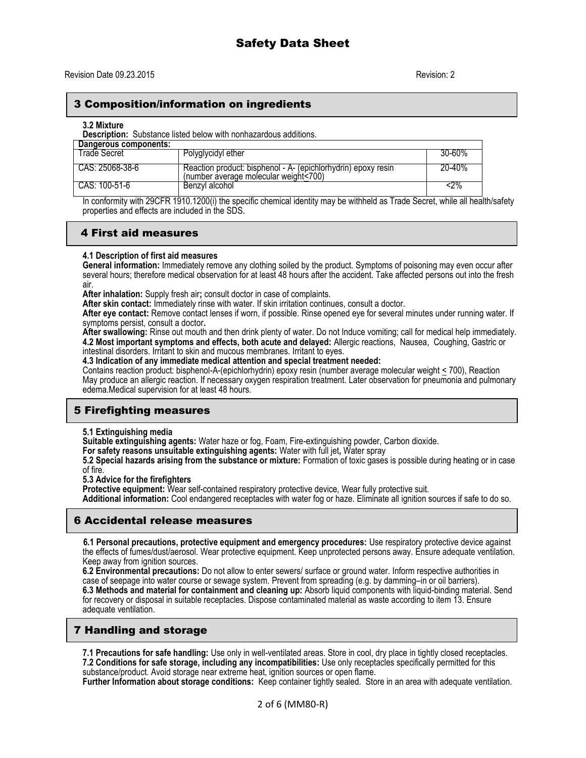# Safety Data Sheet

Revision Date 09.23.2015 Revision: 2

## 3 Composition/information on ingredients

**3.2 Mixture**

**Description:** Substance listed below with nonhazardous additions.

| Dangerous components: | | |
|---|---|---|
| Trade Secret | Polyglycidyl ether | 30-60% |
| CAS: 25068-38-6 | Reaction product: bisphenol - A- (epichlorhydrin) epoxy resin (number average molecular weight<700) | 20-40% |
| CAS: 100-51-6 | Benzyl alcohol | <2% |

In conformity with 29CFR 1910.1200(i) the specific chemical identity may be withheld as Trade Secret, while all health/safety properties and effects are included in the SDS.

## 4 First aid measures

**4.1 Description of first aid measures**

**General information:** Immediately remove any clothing soiled by the product. Symptoms of poisoning may even occur after several hours; therefore medical observation for at least 48 hours after the accident. Take affected persons out into the fresh air.

**After inhalation:** Supply fresh air**;** consult doctor in case of complaints.

**After skin contact:** Immediately rinse with water. If skin irritation continues, consult a doctor.

**After eye contact:** Remove contact lenses if worn, if possible. Rinse opened eye for several minutes under running water. If symptoms persist, consult a doctor**.**

**After swallowing:** Rinse out mouth and then drink plenty of water. Do not Induce vomiting; call for medical help immediately.

**4.2 Most important symptoms and effects, both acute and delayed:** Allergic reactions, Nausea, Coughing, Gastric or intestinal disorders. Irritant to skin and mucous membranes. Irritant to eyes.

**4.3 Indication of any immediate medical attention and special treatment needed:**

Contains reaction product: bisphenol-A-(epichlorhydrin) epoxy resin (number average molecular weight ≤ 700), Reaction May produce an allergic reaction. If necessary oxygen respiration treatment. Later observation for pneumonia and pulmonary edema.Medical supervision for at least 48 hours.

## 5 Firefighting measures

**5.1 Extinguishing media**

**Suitable extinguishing agents:** Water haze or fog, Foam, Fire-extinguishing powder, Carbon dioxide.

**For safety reasons unsuitable extinguishing agents:** Water with full jet**,** Water spray

**5.2 Special hazards arising from the substance or mixture:** Formation of toxic gases is possible during heating or in case of fire.

**5.3 Advice for the firefighters**

**Protective equipment:** Wear self-contained respiratory protective device, Wear fully protective suit.

**Additional information:** Cool endangered receptacles with water fog or haze. Eliminate all ignition sources if safe to do so.

## 6 Accidental release measures

**6.1 Personal precautions, protective equipment and emergency procedures:** Use respiratory protective device against the effects of fumes/dust/aerosol. Wear protective equipment. Keep unprotected persons away. Ensure adequate ventilation. Keep away from ignition sources.

**6.2 Environmental precautions:** Do not allow to enter sewers/ surface or ground water. Inform respective authorities in case of seepage into water course or sewage system. Prevent from spreading (e.g. by damming–in or oil barriers).

**6.3 Methods and material for containment and cleaning up:** Absorb liquid components with liquid-binding material. Send for recovery or disposal in suitable receptacles. Dispose contaminated material as waste according to item 13. Ensure adequate ventilation.

## 7 Handling and storage

**7.1 Precautions for safe handling:** Use only in well-ventilated areas. Store in cool, dry place in tightly closed receptacles.

**7.2 Conditions for safe storage, including any incompatibilities:** Use only receptacles specifically permitted for this substance/product. Avoid storage near extreme heat, ignition sources or open flame.

**Further Information about storage conditions:** Keep container tightly sealed. Store in an area with adequate ventilation.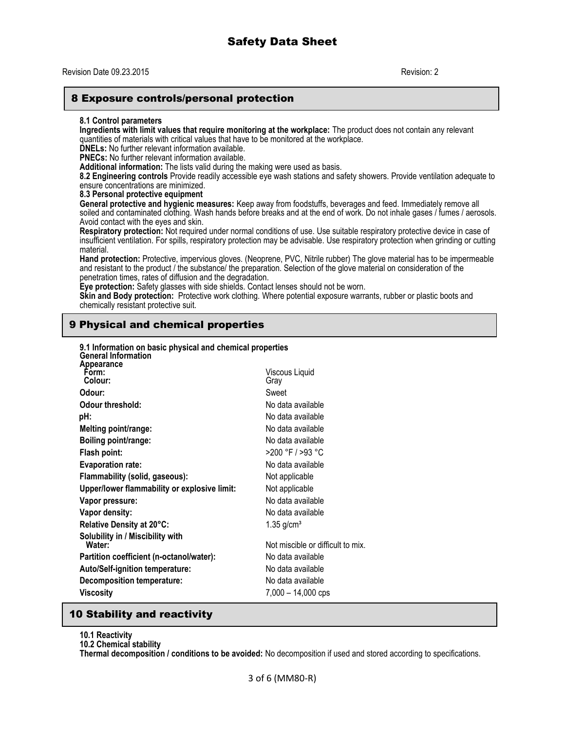## 8 Exposure controls/personal protection

**8.1 Control parameters**

**Ingredients with limit values that require monitoring at the workplace:** The product does not contain any relevant quantities of materials with critical values that have to be monitored at the workplace.

**DNELs:** No further relevant information available.

**PNECs:** No further relevant information available.

**Additional information:** The lists valid during the making were used as basis.

**8.2 Engineering controls** Provide readily accessible eye wash stations and safety showers. Provide ventilation adequate to ensure concentrations are minimized.

**8.3 Personal protective equipment**

**General protective and hygienic measures:** Keep away from foodstuffs, beverages and feed. Immediately remove all soiled and contaminated clothing. Wash hands before breaks and at the end of work. Do not inhale gases / fumes / aerosols. Avoid contact with the eyes and skin.

**Respiratory protection:** Not required under normal conditions of use. Use suitable respiratory protective device in case of insufficient ventilation. For spills, respiratory protection may be advisable. Use respiratory protection when grinding or cutting material.

**Hand protection:** Protective, impervious gloves. (Neoprene, PVC, Nitrile rubber) The glove material has to be impermeable and resistant to the product / the substance/ the preparation. Selection of the glove material on consideration of the penetration times, rates of diffusion and the degradation.

**Eye protection:** Safety glasses with side shields. Contact lenses should not be worn.

**Skin and Body protection:** Protective work clothing. Where potential exposure warrants, rubber or plastic boots and chemically resistant protective suit.

## 9 Physical and chemical properties

**9.1 Information on basic physical and chemical properties**

**General Information**

| Property | Value |
|---|---|
| **Appearance** | |
| **Form:** | Viscous Liquid |
| **Colour:** | Gray |
| **Odour:** | Sweet |
| **Odour threshold:** | No data available |
| **pH:** | No data available |
| **Melting point/range:** | No data available |
| **Boiling point/range:** | No data available |
| **Flash point:** | >200 °F / >93 °C |
| **Evaporation rate:** | No data available |
| **Flammability (solid, gaseous):** | Not applicable |
| **Upper/lower flammability or explosive limit:** | Not applicable |
| **Vapor pressure:** | No data available |
| **Vapor density:** | No data available |
| **Relative Density at 20°C:** | 1.35 g/cm³ |
| **Solubility in / Miscibility with Water:** | Not miscible or difficult to mix. |
| **Partition coefficient (n-octanol/water):** | No data available |
| **Auto/Self-ignition temperature:** | No data available |
| **Decomposition temperature:** | No data available |
| **Viscosity** | 7,000 – 14,000 cps |

## 10 Stability and reactivity

**10.1 Reactivity**

**10.2 Chemical stability**

**Thermal decomposition / conditions to be avoided:** No decomposition if used and stored according to specifications.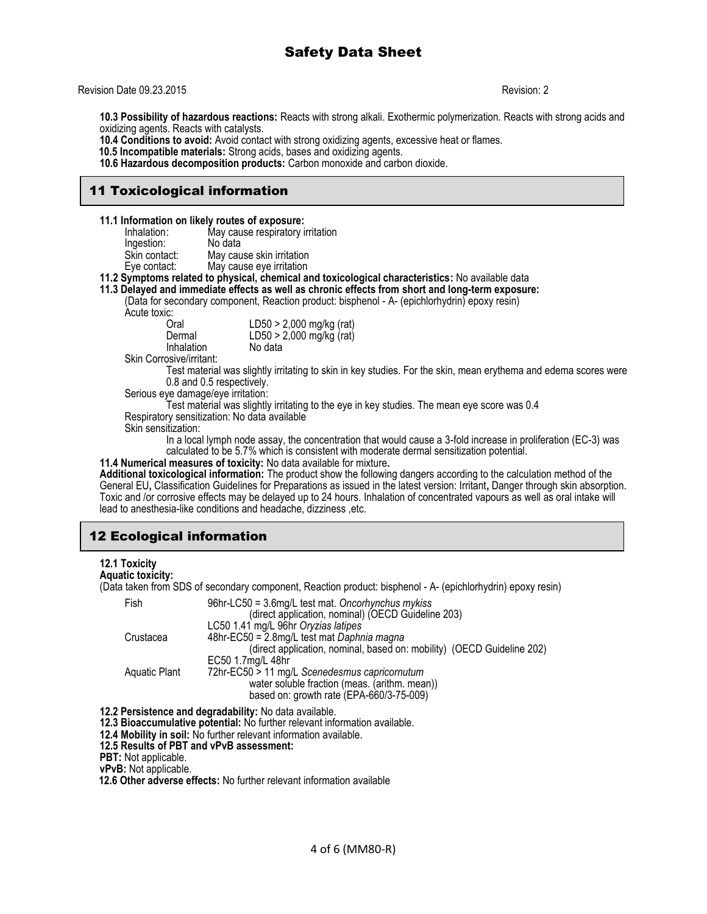**10.3 Possibility of hazardous reactions:** Reacts with strong alkali. Exothermic polymerization. Reacts with strong acids and oxidizing agents. Reacts with catalysts.
**10.4 Conditions to avoid:** Avoid contact with strong oxidizing agents, excessive heat or flames.
**10.5 Incompatible materials:** Strong acids, bases and oxidizing agents.
**10.6 Hazardous decomposition products:** Carbon monoxide and carbon dioxide.

## 11 Toxicological information

**11.1 Information on likely routes of exposure:**

| | |
|---|---|
| Inhalation: | May cause respiratory irritation |
| Ingestion: | No data |
| Skin contact: | May cause skin irritation |
| Eye contact: | May cause eye irritation |

**11.2 Symptoms related to physical, chemical and toxicological characteristics:** No available data
**11.3 Delayed and immediate effects as well as chronic effects from short and long-term exposure:**
(Data for secondary component, Reaction product: bisphenol - A- (epichlorhydrin) epoxy resin)
Acute toxic:

| | |
|---|---|
| Oral | LD50 > 2,000 mg/kg (rat) |
| Dermal | LD50 > 2,000 mg/kg (rat) |
| Inhalation | No data |

Skin Corrosive/irritant:
Test material was slightly irritating to skin in key studies. For the skin, mean erythema and edema scores were 0.8 and 0.5 respectively.
Serious eye damage/eye irritation:
Test material was slightly irritating to the eye in key studies. The mean eye score was 0.4
Respiratory sensitization: No data available
Skin sensitization:
In a local lymph node assay, the concentration that would cause a 3-fold increase in proliferation (EC-3) was calculated to be 5.7% which is consistent with moderate dermal sensitization potential.
**11.4 Numerical measures of toxicity:** No data available for mixture**.**
**Additional toxicological information:** The product show the following dangers according to the calculation method of the General EU**,** Classification Guidelines for Preparations as issued in the latest version: Irritant**,** Danger through skin absorption. Toxic and /or corrosive effects may be delayed up to 24 hours. Inhalation of concentrated vapours as well as oral intake will lead to anesthesia-like conditions and headache, dizziness ,etc.

## 12 Ecological information

**12.1 Toxicity**
**Aquatic toxicity:**
(Data taken from SDS of secondary component, Reaction product: bisphenol - A- (epichlorhydrin) epoxy resin)

| | |
|---|---|
| Fish | 96hr-LC50 = 3.6mg/L test mat. *Oncorhynchus mykiss* (direct application, nominal) (OECD Guideline 203)<br>LC50 1.41 mg/L 96hr *Oryzias latipes* |
| Crustacea | 48hr-EC50 = 2.8mg/L test mat *Daphnia magna* (direct application, nominal, based on: mobility) (OECD Guideline 202)<br>EC50 1.7mg/L 48hr |
| Aquatic Plant | 72hr-EC50 > 11 mg/L *Scenedesmus capricornutum* water soluble fraction (meas. (arithm. mean)) based on: growth rate (EPA-660/3-75-009) |

**12.2 Persistence and degradability:** No data available.
**12.3 Bioaccumulative potential:** No further relevant information available.
**12.4 Mobility in soil:** No further relevant information available.
**12.5 Results of PBT and vPvB assessment:**
**PBT:** Not applicable.
**vPvB:** Not applicable.
**12.6 Other adverse effects:** No further relevant information available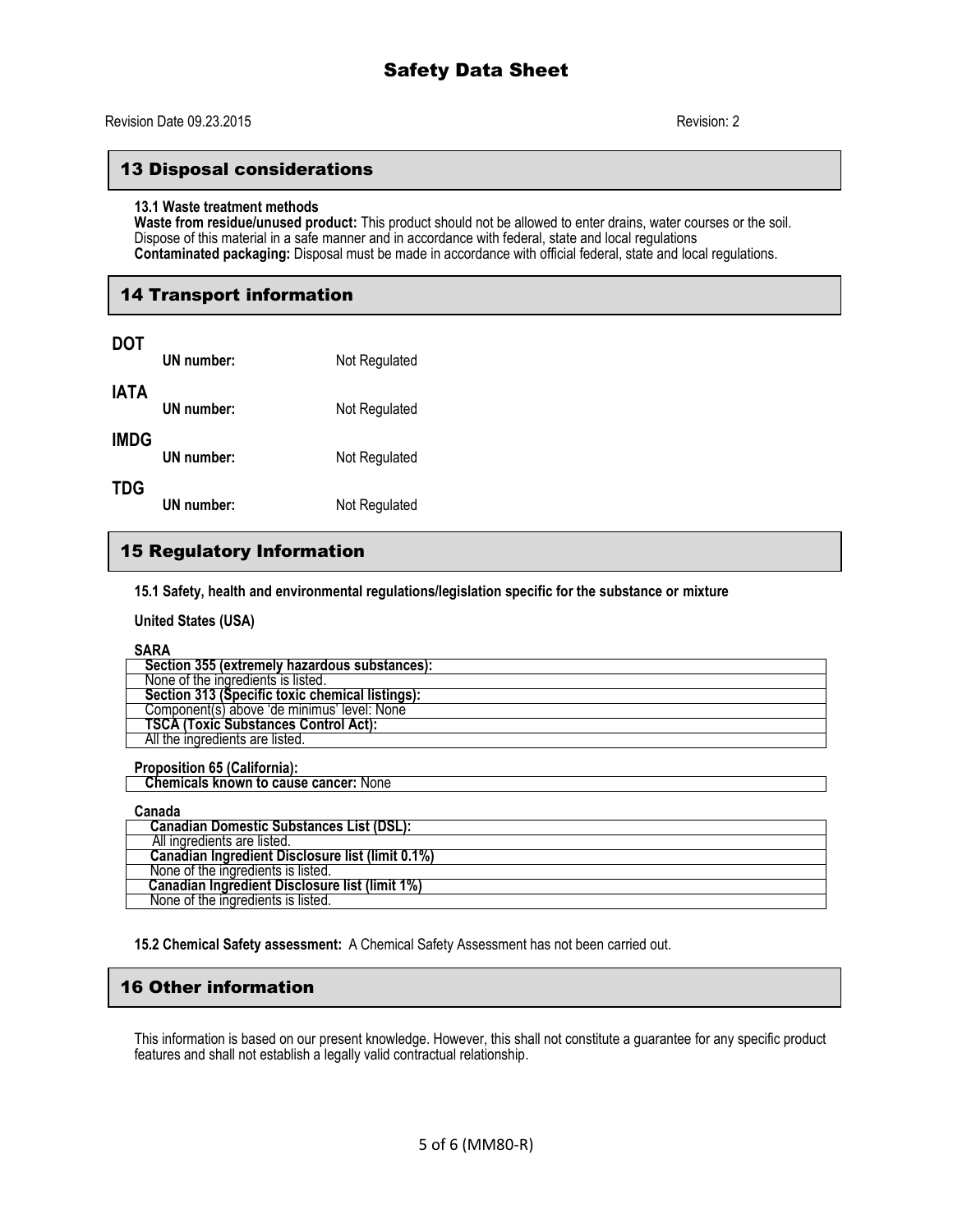## 13 Disposal considerations

**13.1 Waste treatment methods**

**Waste from residue/unused product:** This product should not be allowed to enter drains, water courses or the soil. Dispose of this material in a safe manner and in accordance with federal, state and local regulations

**Contaminated packaging:** Disposal must be made in accordance with official federal, state and local regulations.

## 14 Transport information

**DOT**

**UN number:** Not Regulated

**IATA**

**UN number:** Not Regulated

**IMDG**

**UN number:** Not Regulated

**TDG**

**UN number:** Not Regulated

## 15 Regulatory Information

**15.1 Safety, health and environmental regulations/legislation specific for the substance or mixture**

**United States (USA)**

**SARA**

| **Section 355 (extremely hazardous substances):** |
|---|
| None of the ingredients is listed. |
| **Section 313 (Specific toxic chemical listings):** |
| Component(s) above 'de minimus' level: None |
| **TSCA (Toxic Substances Control Act):** |
| All the ingredients are listed. |

**Proposition 65 (California):**

| **Chemicals known to cause cancer:** None |
|---|

**Canada**

| **Canadian Domestic Substances List (DSL):** |
|---|
| All ingredients are listed. |
| **Canadian Ingredient Disclosure list (limit 0.1%)** |
| None of the ingredients is listed. |
| **Canadian Ingredient Disclosure list (limit 1%)** |
| None of the ingredients is listed. |

**15.2 Chemical Safety assessment:** A Chemical Safety Assessment has not been carried out.

## 16 Other information

This information is based on our present knowledge. However, this shall not constitute a guarantee for any specific product features and shall not establish a legally valid contractual relationship.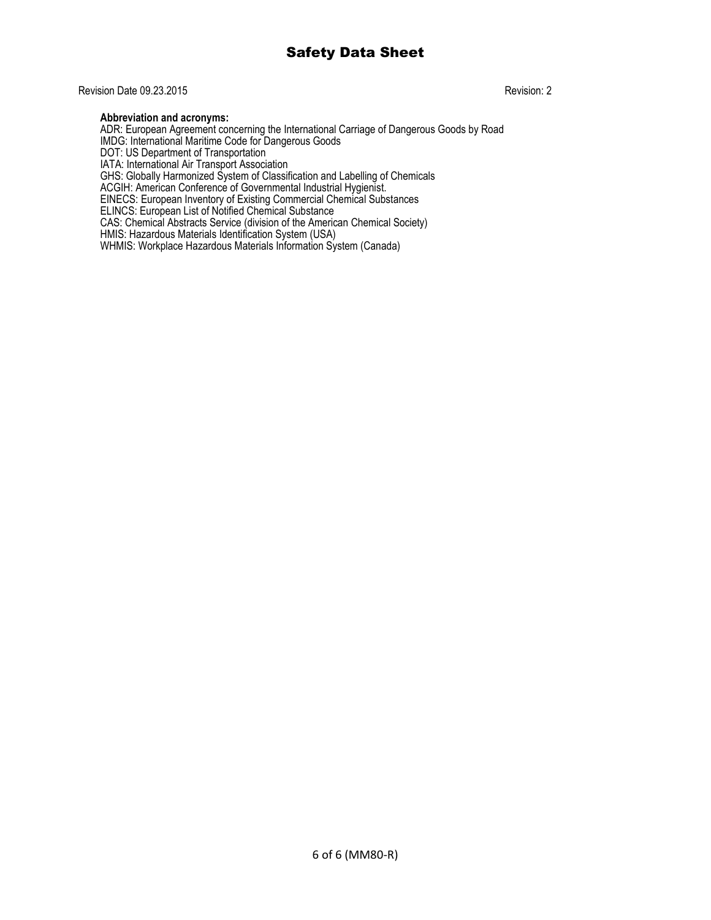# Safety Data Sheet

Revision Date 09.23.2015 Revision: 2

**Abbreviation and acronyms:**

ADR: European Agreement concerning the International Carriage of Dangerous Goods by Road
IMDG: International Maritime Code for Dangerous Goods
DOT: US Department of Transportation
IATA: International Air Transport Association
GHS: Globally Harmonized System of Classification and Labelling of Chemicals
ACGIH: American Conference of Governmental Industrial Hygienist.
EINECS: European Inventory of Existing Commercial Chemical Substances
ELINCS: European List of Notified Chemical Substance
CAS: Chemical Abstracts Service (division of the American Chemical Society)
HMIS: Hazardous Materials Identification System (USA)
WHMIS: Workplace Hazardous Materials Information System (Canada)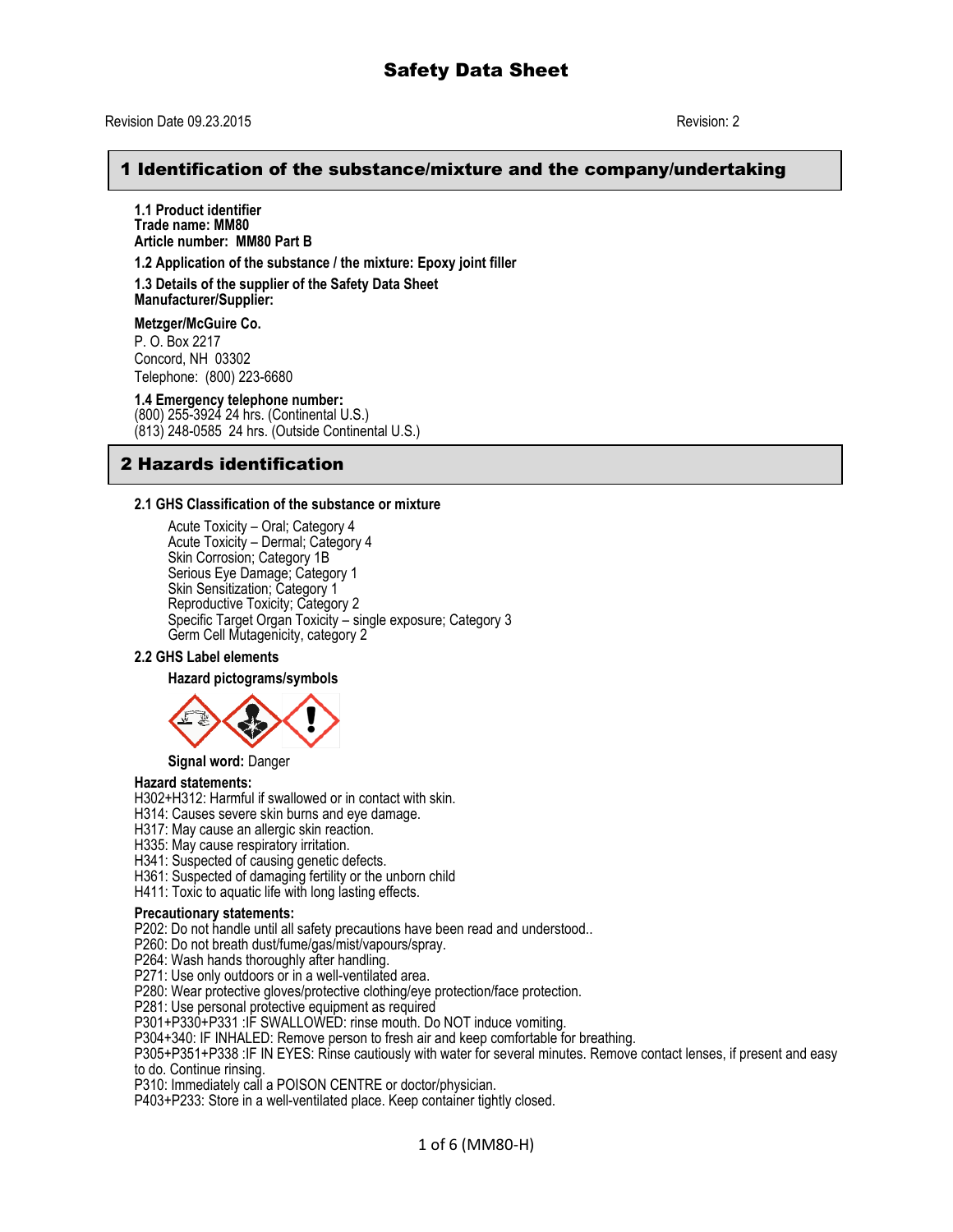# Safety Data Sheet

Revision Date 09.23.2015 Revision: 2

## 1 Identification of the substance/mixture and the company/undertaking

**1.1 Product identifier**
**Trade name: MM80**
**Article number: MM80 Part B**

**1.2 Application of the substance / the mixture: Epoxy joint filler**

**1.3 Details of the supplier of the Safety Data Sheet**
**Manufacturer/Supplier:**

**Metzger/McGuire Co.**
P. O. Box 2217
Concord, NH 03302
Telephone: (800) 223-6680

**1.4 Emergency telephone number:**
(800) 255-3924 24 hrs. (Continental U.S.)
(813) 248-0585 24 hrs. (Outside Continental U.S.)

## 2 Hazards identification

**2.1 GHS Classification of the substance or mixture**

Acute Toxicity – Oral; Category 4
Acute Toxicity – Dermal; Category 4
Skin Corrosion; Category 1B
Serious Eye Damage; Category 1
Skin Sensitization; Category 1
Reproductive Toxicity; Category 2
Specific Target Organ Toxicity – single exposure; Category 3
Germ Cell Mutagenicity, category 2

**2.2 GHS Label elements**

**Hazard pictograms/symbols**

**Signal word:** Danger

**Hazard statements:**
H302+H312: Harmful if swallowed or in contact with skin.
H314: Causes severe skin burns and eye damage.
H317: May cause an allergic skin reaction.
H335: May cause respiratory irritation.
H341: Suspected of causing genetic defects.
H361: Suspected of damaging fertility or the unborn child
H411: Toxic to aquatic life with long lasting effects.

**Precautionary statements:**
P202: Do not handle until all safety precautions have been read and understood..
P260: Do not breath dust/fume/gas/mist/vapours/spray.
P264: Wash hands thoroughly after handling.
P271: Use only outdoors or in a well-ventilated area.
P280: Wear protective gloves/protective clothing/eye protection/face protection.
P281: Use personal protective equipment as required
P301+P330+P331 :IF SWALLOWED: rinse mouth. Do NOT induce vomiting.
P304+340: IF INHALED: Remove person to fresh air and keep comfortable for breathing.
P305+P351+P338 :IF IN EYES: Rinse cautiously with water for several minutes. Remove contact lenses, if present and easy to do. Continue rinsing.
P310: Immediately call a POISON CENTRE or doctor/physician.
P403+P233: Store in a well-ventilated place. Keep container tightly closed.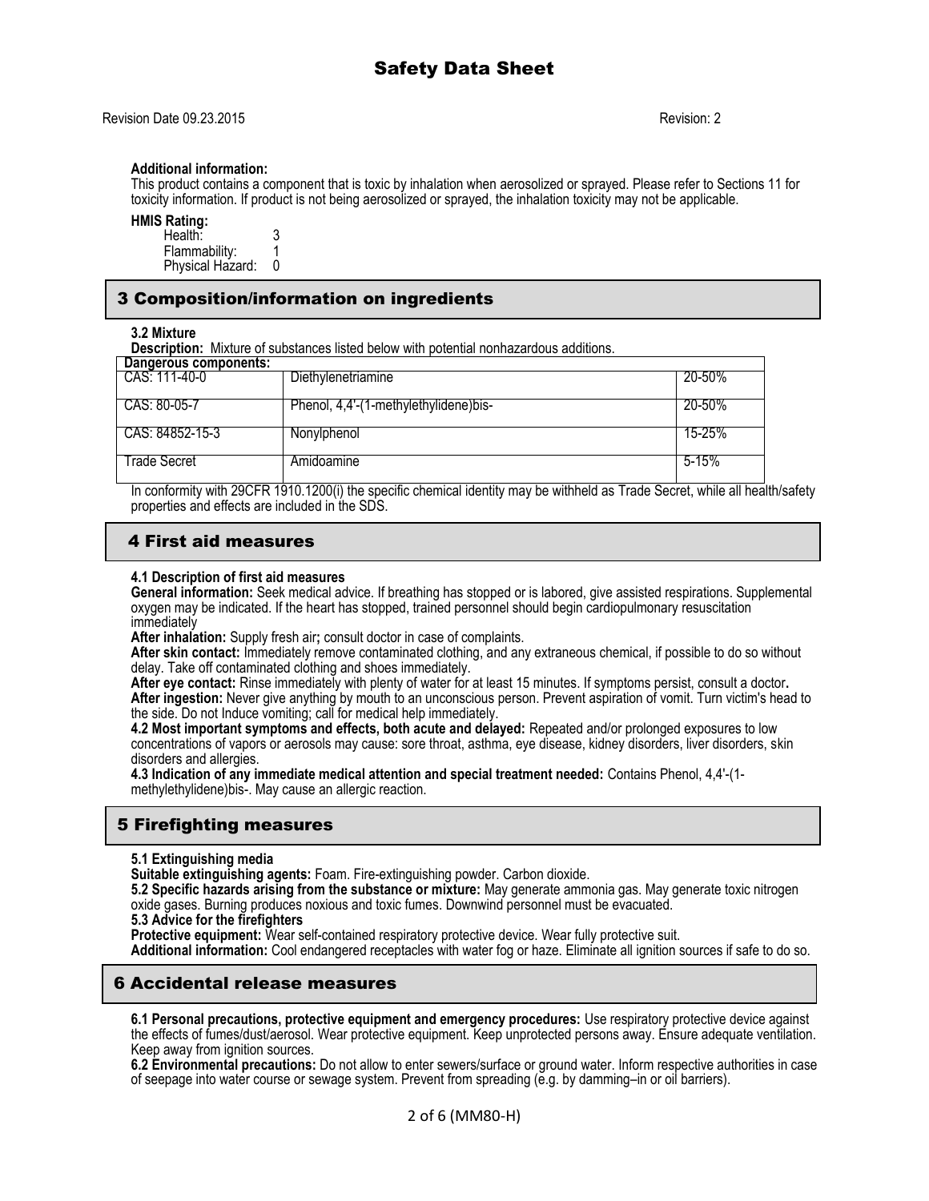# Safety Data Sheet

Revision Date 09.23.2015 Revision: 2

**Additional information:**
This product contains a component that is toxic by inhalation when aerosolized or sprayed. Please refer to Sections 11 for toxicity information. If product is not being aerosolized or sprayed, the inhalation toxicity may not be applicable.

**HMIS Rating:**
Health: 3
Flammability: 1
Physical Hazard: 0

## 3 Composition/information on ingredients

**3.2 Mixture**
**Description:** Mixture of substances listed below with potential nonhazardous additions.

| Dangerous components: | | |
|---|---|---|
| CAS: 111-40-0 | Diethylenetriamine | 20-50% |
| CAS: 80-05-7 | Phenol, 4,4'-(1-methylethylidene)bis- | 20-50% |
| CAS: 84852-15-3 | Nonylphenol | 15-25% |
| Trade Secret | Amidoamine | 5-15% |

In conformity with 29CFR 1910.1200(i) the specific chemical identity may be withheld as Trade Secret, while all health/safety properties and effects are included in the SDS.

## 4 First aid measures

**4.1 Description of first aid measures**
**General information:** Seek medical advice. If breathing has stopped or is labored, give assisted respirations. Supplemental oxygen may be indicated. If the heart has stopped, trained personnel should begin cardiopulmonary resuscitation immediately
**After inhalation:** Supply fresh air**;** consult doctor in case of complaints.
**After skin contact:** Immediately remove contaminated clothing, and any extraneous chemical, if possible to do so without delay. Take off contaminated clothing and shoes immediately.
**After eye contact:** Rinse immediately with plenty of water for at least 15 minutes. If symptoms persist, consult a doctor**.**
**After ingestion:** Never give anything by mouth to an unconscious person. Prevent aspiration of vomit. Turn victim's head to the side. Do not Induce vomiting; call for medical help immediately.
**4.2 Most important symptoms and effects, both acute and delayed:** Repeated and/or prolonged exposures to low concentrations of vapors or aerosols may cause: sore throat, asthma, eye disease, kidney disorders, liver disorders, skin disorders and allergies.
**4.3 Indication of any immediate medical attention and special treatment needed:** Contains Phenol, 4,4'-(1-methylethylidene)bis-. May cause an allergic reaction.

## 5 Firefighting measures

**5.1 Extinguishing media**
**Suitable extinguishing agents:** Foam. Fire-extinguishing powder. Carbon dioxide.
**5.2 Specific hazards arising from the substance or mixture:** May generate ammonia gas. May generate toxic nitrogen oxide gases. Burning produces noxious and toxic fumes. Downwind personnel must be evacuated.
**5.3 Advice for the firefighters**
**Protective equipment:** Wear self-contained respiratory protective device. Wear fully protective suit.
**Additional information:** Cool endangered receptacles with water fog or haze. Eliminate all ignition sources if safe to do so.

## 6 Accidental release measures

**6.1 Personal precautions, protective equipment and emergency procedures:** Use respiratory protective device against the effects of fumes/dust/aerosol. Wear protective equipment. Keep unprotected persons away. Ensure adequate ventilation. Keep away from ignition sources.
**6.2 Environmental precautions:** Do not allow to enter sewers/surface or ground water. Inform respective authorities in case of seepage into water course or sewage system. Prevent from spreading (e.g. by damming–in or oil barriers).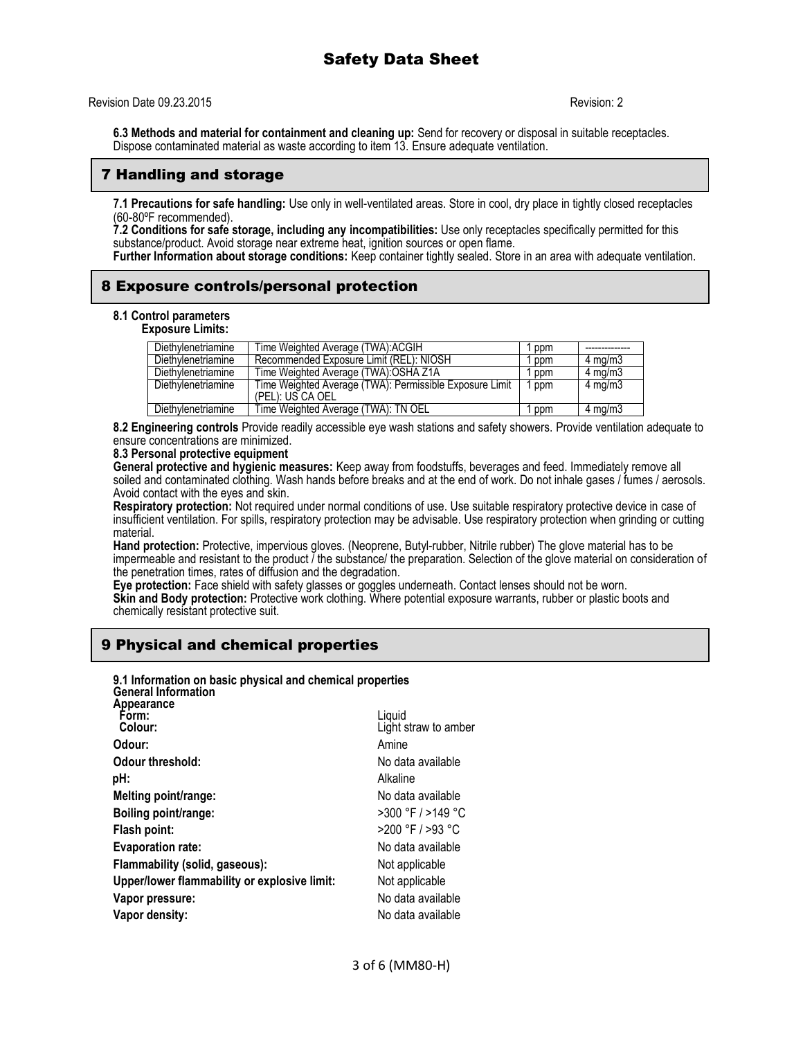**6.3 Methods and material for containment and cleaning up:** Send for recovery or disposal in suitable receptacles. Dispose contaminated material as waste according to item 13. Ensure adequate ventilation.

## 7 Handling and storage

**7.1 Precautions for safe handling:** Use only in well-ventilated areas. Store in cool, dry place in tightly closed receptacles (60-80ºF recommended).

**7.2 Conditions for safe storage, including any incompatibilities:** Use only receptacles specifically permitted for this substance/product. Avoid storage near extreme heat, ignition sources or open flame.

**Further Information about storage conditions:** Keep container tightly sealed. Store in an area with adequate ventilation.

## 8 Exposure controls/personal protection

**8.1 Control parameters**

**Exposure Limits:**

| | | | |
|---|---|---|---|
| Diethylenetriamine | Time Weighted Average (TWA):ACGIH | 1 ppm | -------------- |
| Diethylenetriamine | Recommended Exposure Limit (REL): NIOSH | 1 ppm | 4 mg/m3 |
| Diethylenetriamine | Time Weighted Average (TWA):OSHA Z1A | 1 ppm | 4 mg/m3 |
| Diethylenetriamine | Time Weighted Average (TWA): Permissible Exposure Limit (PEL): US CA OEL | 1 ppm | 4 mg/m3 |
| Diethylenetriamine | Time Weighted Average (TWA): TN OEL | 1 ppm | 4 mg/m3 |

**8.2 Engineering controls** Provide readily accessible eye wash stations and safety showers. Provide ventilation adequate to ensure concentrations are minimized.

**8.3 Personal protective equipment**

**General protective and hygienic measures:** Keep away from foodstuffs, beverages and feed. Immediately remove all soiled and contaminated clothing. Wash hands before breaks and at the end of work. Do not inhale gases / fumes / aerosols. Avoid contact with the eyes and skin.

**Respiratory protection:** Not required under normal conditions of use. Use suitable respiratory protective device in case of insufficient ventilation. For spills, respiratory protection may be advisable. Use respiratory protection when grinding or cutting material.

**Hand protection:** Protective, impervious gloves. (Neoprene, Butyl-rubber, Nitrile rubber) The glove material has to be impermeable and resistant to the product / the substance/ the preparation. Selection of the glove material on consideration of the penetration times, rates of diffusion and the degradation.

**Eye protection:** Face shield with safety glasses or goggles underneath. Contact lenses should not be worn.

**Skin and Body protection:** Protective work clothing. Where potential exposure warrants, rubber or plastic boots and chemically resistant protective suit.

## 9 Physical and chemical properties

**9.1 Information on basic physical and chemical properties**

**General Information**

**Appearance**

| | |
|---|---|
| **Form:** | Liquid |
| **Colour:** | Light straw to amber |
| **Odour:** | Amine |
| **Odour threshold:** | No data available |
| **pH:** | Alkaline |
| **Melting point/range:** | No data available |
| **Boiling point/range:** | >300 °F / >149 °C |
| **Flash point:** | >200 °F / >93 °C |
| **Evaporation rate:** | No data available |
| **Flammability (solid, gaseous):** | Not applicable |
| **Upper/lower flammability or explosive limit:** | Not applicable |
| **Vapor pressure:** | No data available |
| **Vapor density:** | No data available |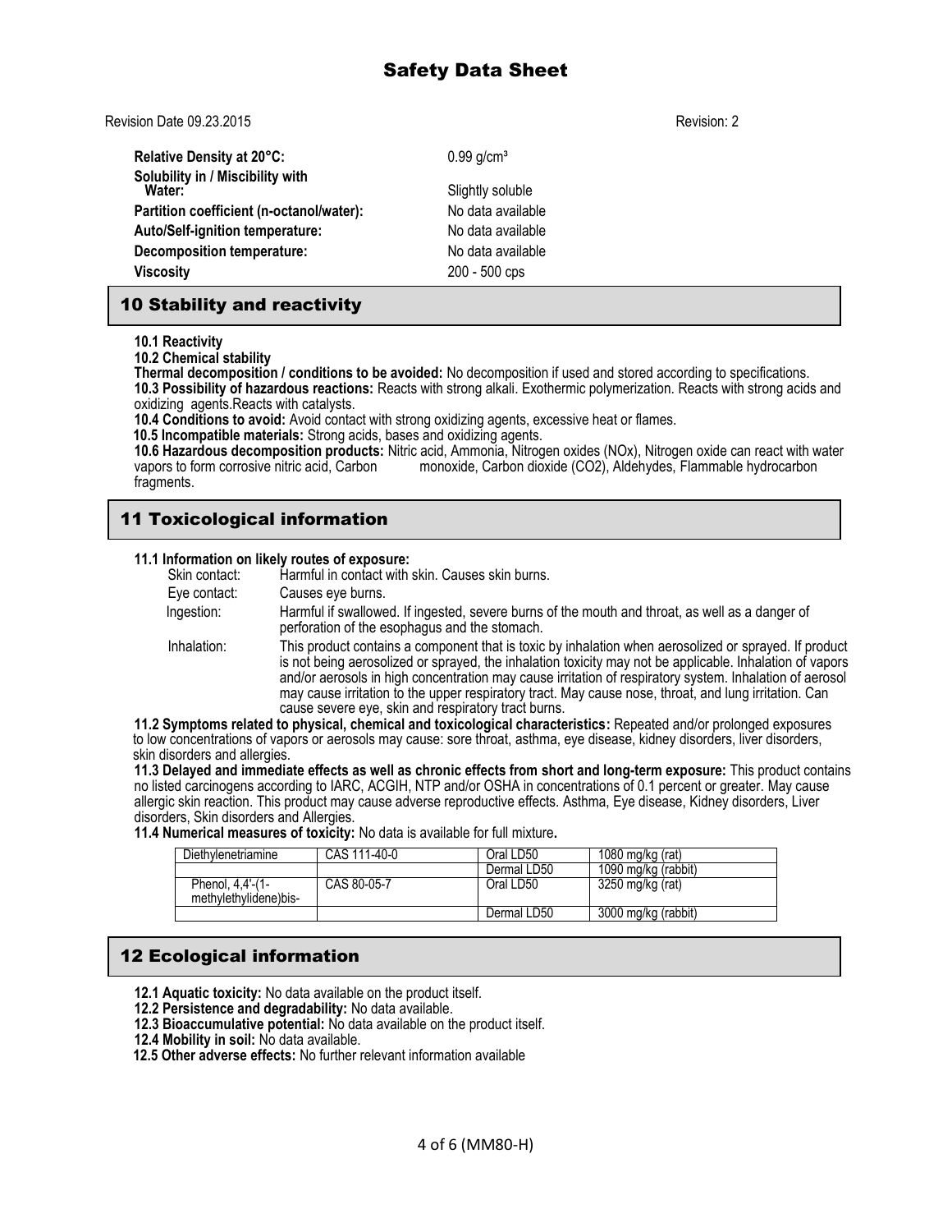| | |
|---|---|
| **Relative Density at 20°C:** | 0.99 g/cm³ |
| **Solubility in / Miscibility with Water:** | Slightly soluble |
| **Partition coefficient (n-octanol/water):** | No data available |
| **Auto/Self-ignition temperature:** | No data available |
| **Decomposition temperature:** | No data available |
| **Viscosity** | 200 - 500 cps |

## 10 Stability and reactivity

**10.1 Reactivity**
**10.2 Chemical stability**
**Thermal decomposition / conditions to be avoided:** No decomposition if used and stored according to specifications.
**10.3 Possibility of hazardous reactions:** Reacts with strong alkali. Exothermic polymerization. Reacts with strong acids and oxidizing agents.Reacts with catalysts.
**10.4 Conditions to avoid:** Avoid contact with strong oxidizing agents, excessive heat or flames.
**10.5 Incompatible materials:** Strong acids, bases and oxidizing agents.
**10.6 Hazardous decomposition products:** Nitric acid, Ammonia, Nitrogen oxides (NOx), Nitrogen oxide can react with water vapors to form corrosive nitric acid, Carbon monoxide, Carbon dioxide (CO2), Aldehydes, Flammable hydrocarbon fragments.

## 11 Toxicological information

**11.1 Information on likely routes of exposure:**

- Skin contact: Harmful in contact with skin. Causes skin burns.
- Eye contact: Causes eye burns.
- Ingestion: Harmful if swallowed. If ingested, severe burns of the mouth and throat, as well as a danger of perforation of the esophagus and the stomach.
- Inhalation: This product contains a component that is toxic by inhalation when aerosolized or sprayed. If product is not being aerosolized or sprayed, the inhalation toxicity may not be applicable. Inhalation of vapors and/or aerosols in high concentration may cause irritation of respiratory system. Inhalation of aerosol may cause irritation to the upper respiratory tract. May cause nose, throat, and lung irritation. Can cause severe eye, skin and respiratory tract burns.

**11.2 Symptoms related to physical, chemical and toxicological characteristics:** Repeated and/or prolonged exposures to low concentrations of vapors or aerosols may cause: sore throat, asthma, eye disease, kidney disorders, liver disorders, skin disorders and allergies.

**11.3 Delayed and immediate effects as well as chronic effects from short and long-term exposure:** This product contains no listed carcinogens according to IARC, ACGIH, NTP and/or OSHA in concentrations of 0.1 percent or greater. May cause allergic skin reaction. This product may cause adverse reproductive effects. Asthma, Eye disease, Kidney disorders, Liver disorders, Skin disorders and Allergies.

**11.4 Numerical measures of toxicity:** No data is available for full mixture**.**

| | | | |
|---|---|---|---|
| Diethylenetriamine | CAS 111-40-0 | Oral LD50 | 1080 mg/kg (rat) |
| | | Dermal LD50 | 1090 mg/kg (rabbit) |
| Phenol, 4,4'-(1-methylethylidene)bis- | CAS 80-05-7 | Oral LD50 | 3250 mg/kg (rat) |
| | | Dermal LD50 | 3000 mg/kg (rabbit) |

## 12 Ecological information

**12.1 Aquatic toxicity:** No data available on the product itself.
**12.2 Persistence and degradability:** No data available.
**12.3 Bioaccumulative potential:** No data available on the product itself.
**12.4 Mobility in soil:** No data available.
**12.5 Other adverse effects:** No further relevant information available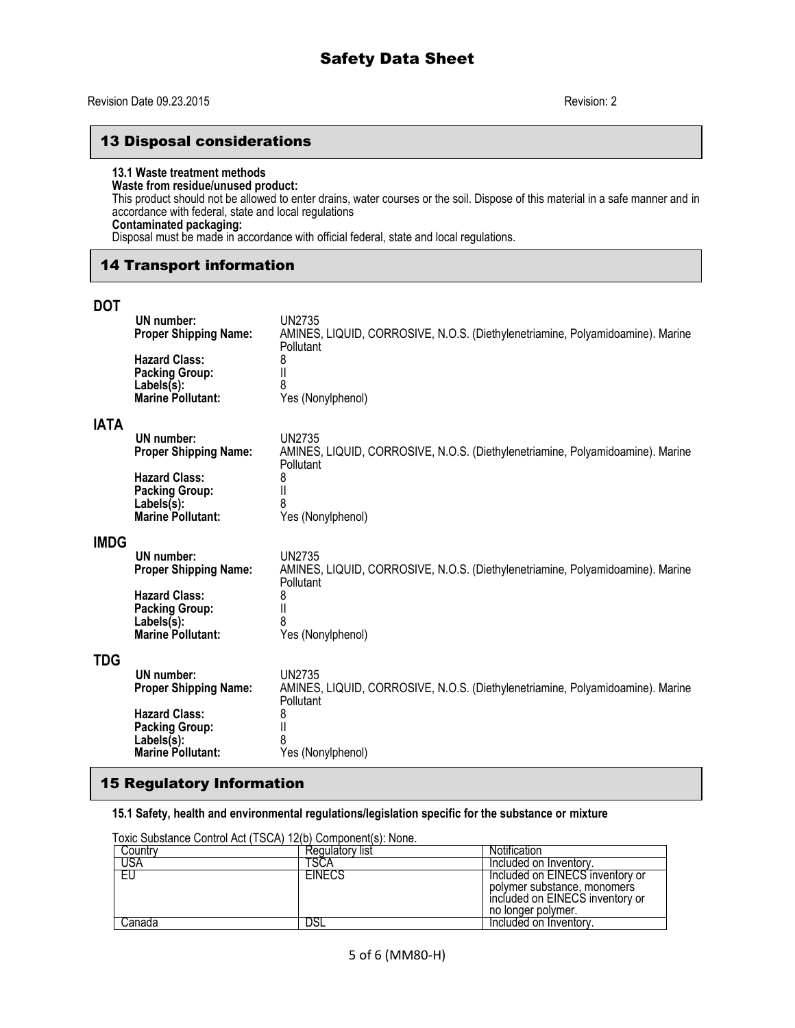## 13 Disposal considerations

**13.1 Waste treatment methods**
**Waste from residue/unused product:**
This product should not be allowed to enter drains, water courses or the soil. Dispose of this material in a safe manner and in accordance with federal, state and local regulations
**Contaminated packaging:**
Disposal must be made in accordance with official federal, state and local regulations.

## 14 Transport information

### DOT

| | |
|---|---|
| **UN number:** | UN2735 |
| **Proper Shipping Name:** | AMINES, LIQUID, CORROSIVE, N.O.S. (Diethylenetriamine, Polyamidoamine). Marine Pollutant |
| **Hazard Class:** | 8 |
| **Packing Group:** | II |
| **Labels(s):** | 8 |
| **Marine Pollutant:** | Yes (Nonylphenol) |

### IATA

| | |
|---|---|
| **UN number:** | UN2735 |
| **Proper Shipping Name:** | AMINES, LIQUID, CORROSIVE, N.O.S. (Diethylenetriamine, Polyamidoamine). Marine Pollutant |
| **Hazard Class:** | 8 |
| **Packing Group:** | II |
| **Labels(s):** | 8 |
| **Marine Pollutant:** | Yes (Nonylphenol) |

### IMDG

| | |
|---|---|
| **UN number:** | UN2735 |
| **Proper Shipping Name:** | AMINES, LIQUID, CORROSIVE, N.O.S. (Diethylenetriamine, Polyamidoamine). Marine Pollutant |
| **Hazard Class:** | 8 |
| **Packing Group:** | II |
| **Labels(s):** | 8 |
| **Marine Pollutant:** | Yes (Nonylphenol) |

### TDG

| | |
|---|---|
| **UN number:** | UN2735 |
| **Proper Shipping Name:** | AMINES, LIQUID, CORROSIVE, N.O.S. (Diethylenetriamine, Polyamidoamine). Marine Pollutant |
| **Hazard Class:** | 8 |
| **Packing Group:** | II |
| **Labels(s):** | 8 |
| **Marine Pollutant:** | Yes (Nonylphenol) |

## 15 Regulatory Information

**15.1 Safety, health and environmental regulations/legislation specific for the substance or mixture**

Toxic Substance Control Act (TSCA) 12(b) Component(s): None.

| Country | Regulatory list | Notification |
|---|---|---|
| USA | TSCA | Included on Inventory. |
| EU | EINECS | Included on EINECS inventory or polymer substance, monomers included on EINECS inventory or no longer polymer. |
| Canada | DSL | Included on Inventory. |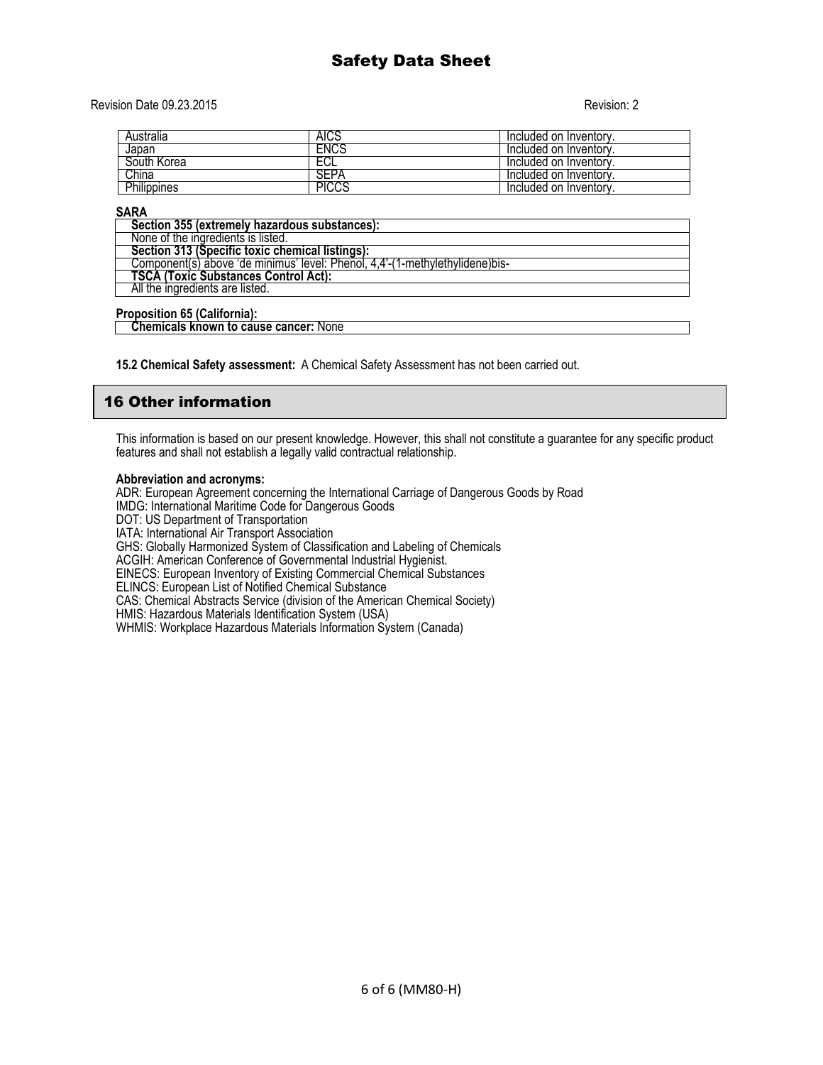| | | |
|---|---|---|
| Australia | AICS | Included on Inventory. |
| Japan | ENCS | Included on Inventory. |
| South Korea | ECL | Included on Inventory. |
| China | SEPA | Included on Inventory. |
| Philippines | PICCS | Included on Inventory. |

**SARA**

| |
|---|
| **Section 355 (extremely hazardous substances):** |
| None of the ingredients is listed. |
| **Section 313 (Specific toxic chemical listings):** |
| Component(s) above 'de minimus' level: Phenol, 4,4'-(1-methylethylidene)bis- |
| **TSCA (Toxic Substances Control Act):** |
| All the ingredients are listed. |

**Proposition 65 (California):**

| |
|---|
| **Chemicals known to cause cancer:** None |

**15.2 Chemical Safety assessment:** A Chemical Safety Assessment has not been carried out.

## 16 Other information

This information is based on our present knowledge. However, this shall not constitute a guarantee for any specific product features and shall not establish a legally valid contractual relationship.

**Abbreviation and acronyms:**
ADR: European Agreement concerning the International Carriage of Dangerous Goods by Road
IMDG: International Maritime Code for Dangerous Goods
DOT: US Department of Transportation
IATA: International Air Transport Association
GHS: Globally Harmonized System of Classification and Labeling of Chemicals
ACGIH: American Conference of Governmental Industrial Hygienist.
EINECS: European Inventory of Existing Commercial Chemical Substances
ELINCS: European List of Notified Chemical Substance
CAS: Chemical Abstracts Service (division of the American Chemical Society)
HMIS: Hazardous Materials Identification System (USA)
WHMIS: Workplace Hazardous Materials Information System (Canada)